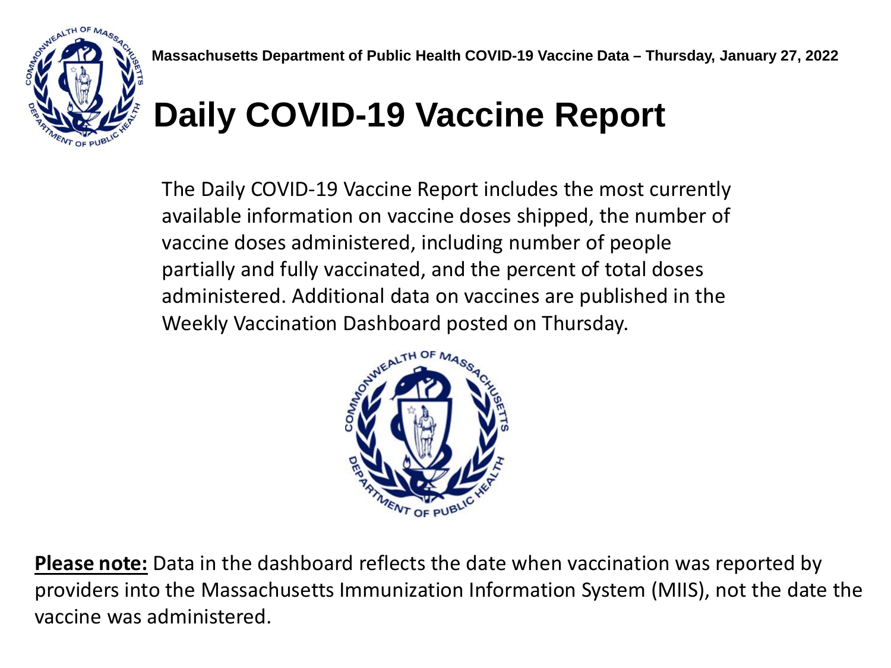Massachusetts Department of Public Health COVID-19 Vaccine Data – Thursday, January 27, 2022

# Daily COVID-19 Vaccine Report

The Daily COVID-19 Vaccine Report includes the most currently available information on vaccine doses shipped, the number of vaccine doses administered, including number of people partially and fully vaccinated, and the percent of total doses administered. Additional data on vaccines are published in the Weekly Vaccination Dashboard posted on Thursday.

**Please note:** Data in the dashboard reflects the date when vaccination was reported by providers into the Massachusetts Immunization Information System (MIIS), not the date the vaccine was administered.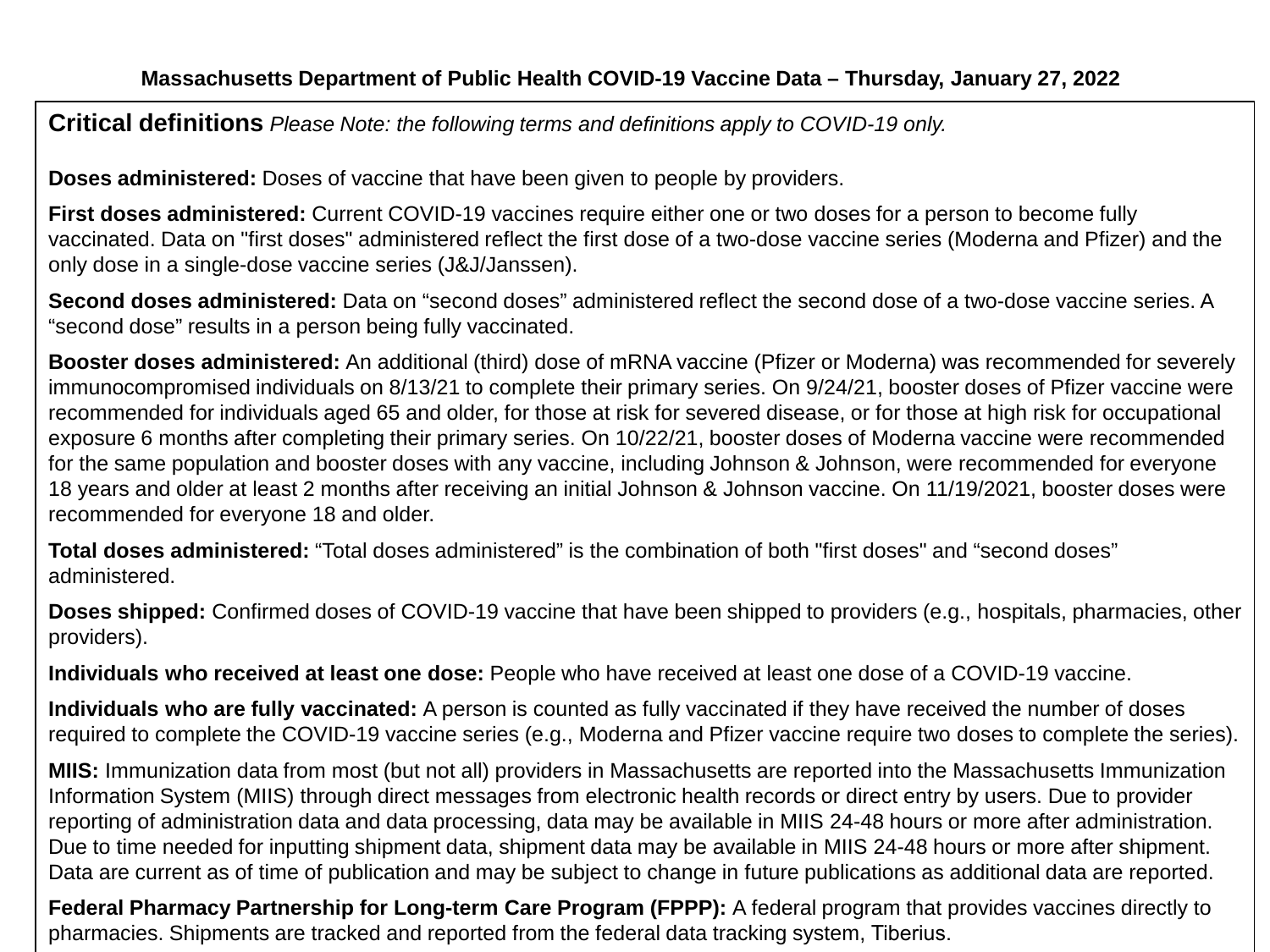**Massachusetts Department of Public Health COVID-19 Vaccine Data – Thursday, January 27, 2022**

## Critical definitions *Please Note: the following terms and definitions apply to COVID-19 only.*

**Doses administered:** Doses of vaccine that have been given to people by providers.

**First doses administered:** Current COVID-19 vaccines require either one or two doses for a person to become fully vaccinated. Data on "first doses" administered reflect the first dose of a two-dose vaccine series (Moderna and Pfizer) and the only dose in a single-dose vaccine series (J&J/Janssen).

**Second doses administered:** Data on "second doses" administered reflect the second dose of a two-dose vaccine series. A "second dose" results in a person being fully vaccinated.

**Booster doses administered:** An additional (third) dose of mRNA vaccine (Pfizer or Moderna) was recommended for severely immunocompromised individuals on 8/13/21 to complete their primary series. On 9/24/21, booster doses of Pfizer vaccine were recommended for individuals aged 65 and older, for those at risk for severed disease, or for those at high risk for occupational exposure 6 months after completing their primary series. On 10/22/21, booster doses of Moderna vaccine were recommended for the same population and booster doses with any vaccine, including Johnson & Johnson, were recommended for everyone 18 years and older at least 2 months after receiving an initial Johnson & Johnson vaccine. On 11/19/2021, booster doses were recommended for everyone 18 and older.

**Total doses administered:** "Total doses administered" is the combination of both "first doses" and "second doses" administered.

**Doses shipped:** Confirmed doses of COVID-19 vaccine that have been shipped to providers (e.g., hospitals, pharmacies, other providers).

**Individuals who received at least one dose:** People who have received at least one dose of a COVID-19 vaccine.

**Individuals who are fully vaccinated:** A person is counted as fully vaccinated if they have received the number of doses required to complete the COVID-19 vaccine series (e.g., Moderna and Pfizer vaccine require two doses to complete the series).

**MIIS:** Immunization data from most (but not all) providers in Massachusetts are reported into the Massachusetts Immunization Information System (MIIS) through direct messages from electronic health records or direct entry by users. Due to provider reporting of administration data and data processing, data may be available in MIIS 24-48 hours or more after administration. Due to time needed for inputting shipment data, shipment data may be available in MIIS 24-48 hours or more after shipment. Data are current as of time of publication and may be subject to change in future publications as additional data are reported.

**Federal Pharmacy Partnership for Long-term Care Program (FPPP):** A federal program that provides vaccines directly to pharmacies. Shipments are tracked and reported from the federal data tracking system, Tiberius.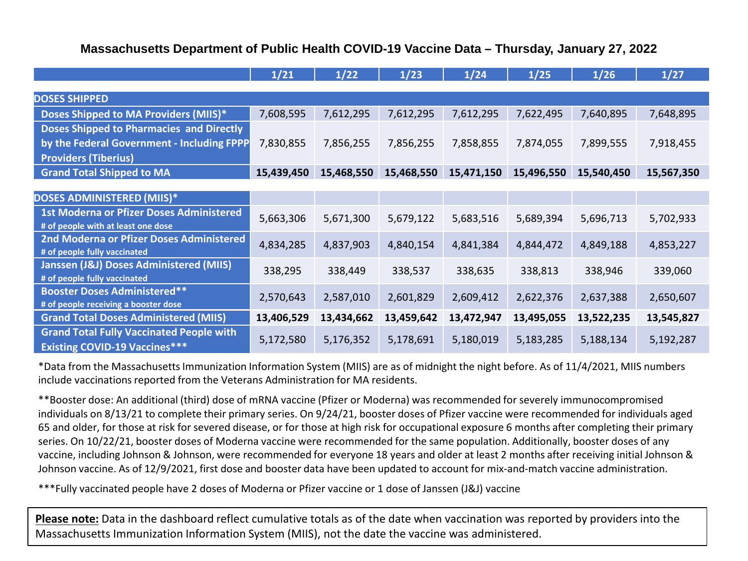# Massachusetts Department of Public Health COVID-19 Vaccine Data – Thursday, January 27, 2022

| | 1/21 | 1/22 | 1/23 | 1/24 | 1/25 | 1/26 | 1/27 |
|---|---|---|---|---|---|---|---|
| **DOSES SHIPPED** | | | | | | | |
| **Doses Shipped to MA Providers (MIIS)*** | 7,608,595 | 7,612,295 | 7,612,295 | 7,612,295 | 7,622,495 | 7,640,895 | 7,648,895 |
| **Doses Shipped to Pharmacies and Directly by the Federal Government - Including FPPP Providers (Tiberius)** | 7,830,855 | 7,856,255 | 7,856,255 | 7,858,855 | 7,874,055 | 7,899,555 | 7,918,455 |
| **Grand Total Shipped to MA** | **15,439,450** | **15,468,550** | **15,468,550** | **15,471,150** | **15,496,550** | **15,540,450** | **15,567,350** |
| **DOSES ADMINISTERED (MIIS)*** | | | | | | | |
| **1st Moderna or Pfizer Doses Administered** # of people with at least one dose | 5,663,306 | 5,671,300 | 5,679,122 | 5,683,516 | 5,689,394 | 5,696,713 | 5,702,933 |
| **2nd Moderna or Pfizer Doses Administered** # of people fully vaccinated | 4,834,285 | 4,837,903 | 4,840,154 | 4,841,384 | 4,844,472 | 4,849,188 | 4,853,227 |
| **Janssen (J&J) Doses Administered (MIIS)** # of people fully vaccinated | 338,295 | 338,449 | 338,537 | 338,635 | 338,813 | 338,946 | 339,060 |
| **Booster Doses Administered**** # of people receiving a booster dose | 2,570,643 | 2,587,010 | 2,601,829 | 2,609,412 | 2,622,376 | 2,637,388 | 2,650,607 |
| **Grand Total Doses Administered (MIIS)** | **13,406,529** | **13,434,662** | **13,459,642** | **13,472,947** | **13,495,055** | **13,522,235** | **13,545,827** |
| **Grand Total Fully Vaccinated People with Existing COVID-19 Vaccines***** | 5,172,580 | 5,176,352 | 5,178,691 | 5,180,019 | 5,183,285 | 5,188,134 | 5,192,287 |

*Data from the Massachusetts Immunization Information System (MIIS) are as of midnight the night before. As of 11/4/2021, MIIS numbers include vaccinations reported from the Veterans Administration for MA residents.

**Booster dose: An additional (third) dose of mRNA vaccine (Pfizer or Moderna) was recommended for severely immunocompromised individuals on 8/13/21 to complete their primary series. On 9/24/21, booster doses of Pfizer vaccine were recommended for individuals aged 65 and older, for those at risk for severed disease, or for those at high risk for occupational exposure 6 months after completing their primary series. On 10/22/21, booster doses of Moderna vaccine were recommended for the same population. Additionally, booster doses of any vaccine, including Johnson & Johnson, were recommended for everyone 18 years and older at least 2 months after receiving initial Johnson & Johnson vaccine. As of 12/9/2021, first dose and booster data have been updated to account for mix-and-match vaccine administration.

***Fully vaccinated people have 2 doses of Moderna or Pfizer vaccine or 1 dose of Janssen (J&J) vaccine

**Please note:** Data in the dashboard reflect cumulative totals as of the date when vaccination was reported by providers into the Massachusetts Immunization Information System (MIIS), not the date the vaccine was administered.